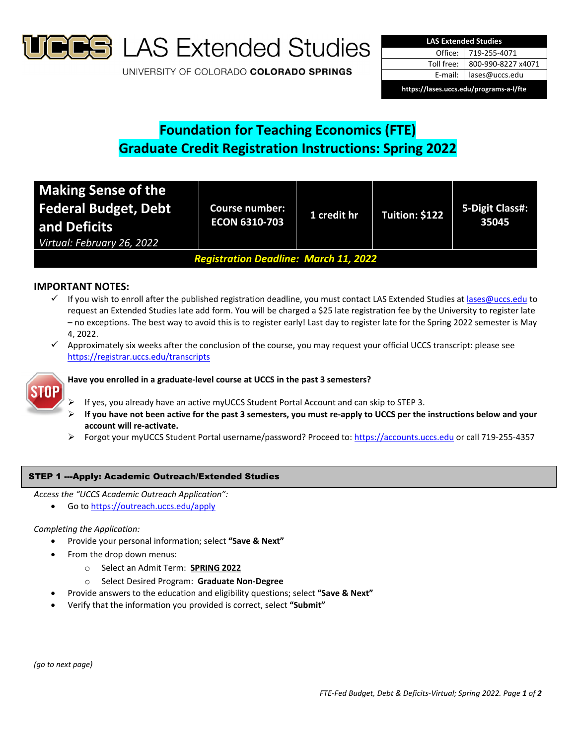# UCCS LAS Extended Studies

UNIVERSITY OF COLORADO **COLORADO SPRINGS**

| LAS Extended Studies | |
|---|---|
| Office: | 719-255-4071 |
| Toll free: | 800-990-8227 x4071 |
| E-mail: | lases@uccs.edu |
| https://lases.uccs.edu/programs-a-l/fte | |

# Foundation for Teaching Economics (FTE)
# Graduate Credit Registration Instructions: Spring 2022

| Making Sense of the Federal Budget, Debt and Deficits *Virtual: February 26, 2022* | Course number: ECON 6310-703 | 1 credit hr | Tuition: $122 | 5-Digit Class#: 35045 |
|---|---|---|---|---|
| ***Registration Deadline: March 11, 2022*** | | | | |

## IMPORTANT NOTES:

- ✓ If you wish to enroll after the published registration deadline, you must contact LAS Extended Studies at lases@uccs.edu to request an Extended Studies late add form. You will be charged a $25 late registration fee by the University to register late – no exceptions. The best way to avoid this is to register early! Last day to register late for the Spring 2022 semester is May 4, 2022.
- ✓ Approximately six weeks after the conclusion of the course, you may request your official UCCS transcript: please see https://registrar.uccs.edu/transcripts

**STOP — Have you enrolled in a graduate-level course at UCCS in the past 3 semesters?**

- If yes, you already have an active myUCCS Student Portal Account and can skip to STEP 3.
- **If you have not been active for the past 3 semesters, you must re-apply to UCCS per the instructions below and your account will re-activate.**
- Forgot your myUCCS Student Portal username/password? Proceed to: https://accounts.uccs.edu or call 719-255-4357

## STEP 1 ---Apply: Academic Outreach/Extended Studies

*Access the "UCCS Academic Outreach Application":*

- Go to https://outreach.uccs.edu/apply

*Completing the Application:*

- Provide your personal information; select **"Save & Next"**
- From the drop down menus:
  - Select an Admit Term: **SPRING 2022**
  - Select Desired Program: **Graduate Non-Degree**
- Provide answers to the education and eligibility questions; select **"Save & Next"**
- Verify that the information you provided is correct, select **"Submit"**

*(go to next page)*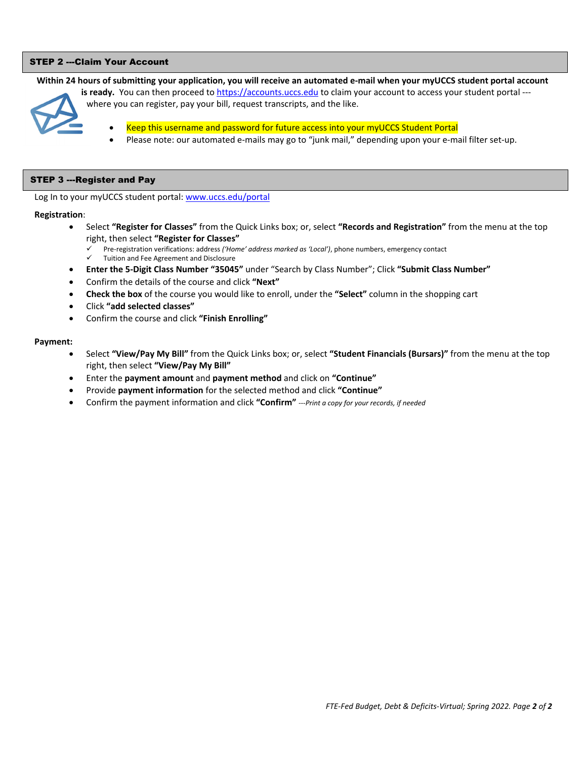## STEP 2 ---Claim Your Account

**Within 24 hours of submitting your application, you will receive an automated e-mail when your myUCCS student portal account is ready.** You can then proceed to https://accounts.uccs.edu to claim your account to access your student portal --- where you can register, pay your bill, request transcripts, and the like.

- Keep this username and password for future access into your myUCCS Student Portal
- Please note: our automated e-mails may go to "junk mail," depending upon your e-mail filter set-up.

## STEP 3 ---Register and Pay

Log In to your myUCCS student portal: www.uccs.edu/portal

**Registration**:

- Select **"Register for Classes"** from the Quick Links box; or, select **"Records and Registration"** from the menu at the top right, then select **"Register for Classes"**
  - ✓ Pre-registration verifications: address *('Home' address marked as 'Local')*, phone numbers, emergency contact
  - ✓ Tuition and Fee Agreement and Disclosure
- **Enter the 5-Digit Class Number "35045"** under "Search by Class Number"; Click **"Submit Class Number"**
- Confirm the details of the course and click **"Next"**
- **Check the box** of the course you would like to enroll, under the **"Select"** column in the shopping cart
- Click **"add selected classes"**
- Confirm the course and click **"Finish Enrolling"**

**Payment:**

- Select **"View/Pay My Bill"** from the Quick Links box; or, select **"Student Financials (Bursars)"** from the menu at the top right, then select **"View/Pay My Bill"**
- Enter the **payment amount** and **payment method** and click on **"Continue"**
- Provide **payment information** for the selected method and click **"Continue"**
- Confirm the payment information and click **"Confirm"** *---Print a copy for your records, if needed*